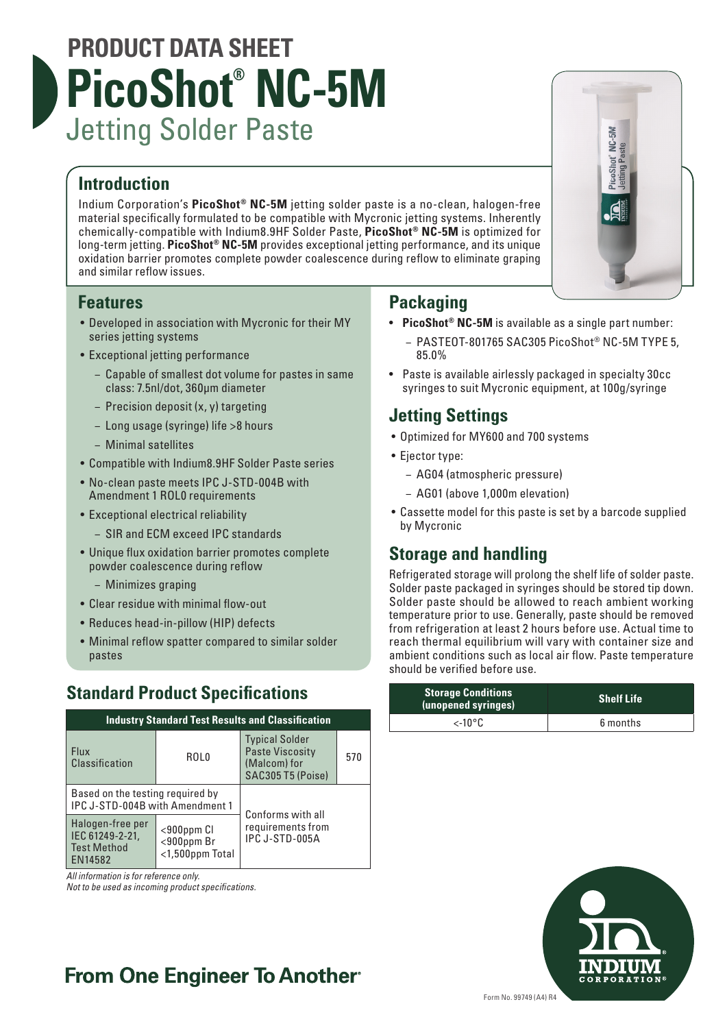# PRODUCT DATA SHEET

# PicoShot® NC-5M

## Jetting Solder Paste

## Introduction

Indium Corporation's **PicoShot® NC-5M** jetting solder paste is a no-clean, halogen-free material specifically formulated to be compatible with Mycronic jetting systems. Inherently chemically-compatible with Indium8.9HF Solder Paste, **PicoShot® NC-5M** is optimized for long-term jetting. **PicoShot® NC-5M** provides exceptional jetting performance, and its unique oxidation barrier promotes complete powder coalescence during reflow to eliminate graping and similar reflow issues.

## Features

- Developed in association with Mycronic for their MY series jetting systems
- Exceptional jetting performance
  - Capable of smallest dot volume for pastes in same class: 7.5nl/dot, 360µm diameter
  - Precision deposit (x, y) targeting
  - Long usage (syringe) life >8 hours
  - Minimal satellites
- Compatible with Indium8.9HF Solder Paste series
- No-clean paste meets IPC J-STD-004B with Amendment 1 ROL0 requirements
- Exceptional electrical reliability
  - SIR and ECM exceed IPC standards
- Unique flux oxidation barrier promotes complete powder coalescence during reflow
  - Minimizes graping
- Clear residue with minimal flow-out
- Reduces head-in-pillow (HIP) defects
- Minimal reflow spatter compared to similar solder pastes

## Standard Product Specifications

| Industry Standard Test Results and Classification | | | |
|---|---|---|---|
| Flux Classification | ROL0 | Typical Solder Paste Viscosity (Malcom) for SAC305 T5 (Poise) | 570 |
| Based on the testing required by IPC J-STD-004B with Amendment 1 | | Conforms with all requirements from IPC J-STD-005A | |
| Halogen-free per IEC 61249-2-21, Test Method EN14582 | <900ppm Cl <900ppm Br <1,500ppm Total | | |

*All information is for reference only.*
*Not to be used as incoming product specifications.*

## Packaging

- **PicoShot® NC-5M** is available as a single part number:
  - PASTEOT-801765 SAC305 PicoShot® NC-5M TYPE 5, 85.0%
- Paste is available airlessly packaged in specialty 30cc syringes to suit Mycronic equipment, at 100g/syringe

## Jetting Settings

- Optimized for MY600 and 700 systems
- Ejector type:
  - AG04 (atmospheric pressure)
  - AG01 (above 1,000m elevation)
- Cassette model for this paste is set by a barcode supplied by Mycronic

## Storage and handling

Refrigerated storage will prolong the shelf life of solder paste. Solder paste packaged in syringes should be stored tip down. Solder paste should be allowed to reach ambient working temperature prior to use. Generally, paste should be removed from refrigeration at least 2 hours before use. Actual time to reach thermal equilibrium will vary with container size and ambient conditions such as local air flow. Paste temperature should be verified before use.

| Storage Conditions (unopened syringes) | Shelf Life |
|---|---|
| <-10°C | 6 months |

**From One Engineer To Another®**

Form No. 99749 (A4) R4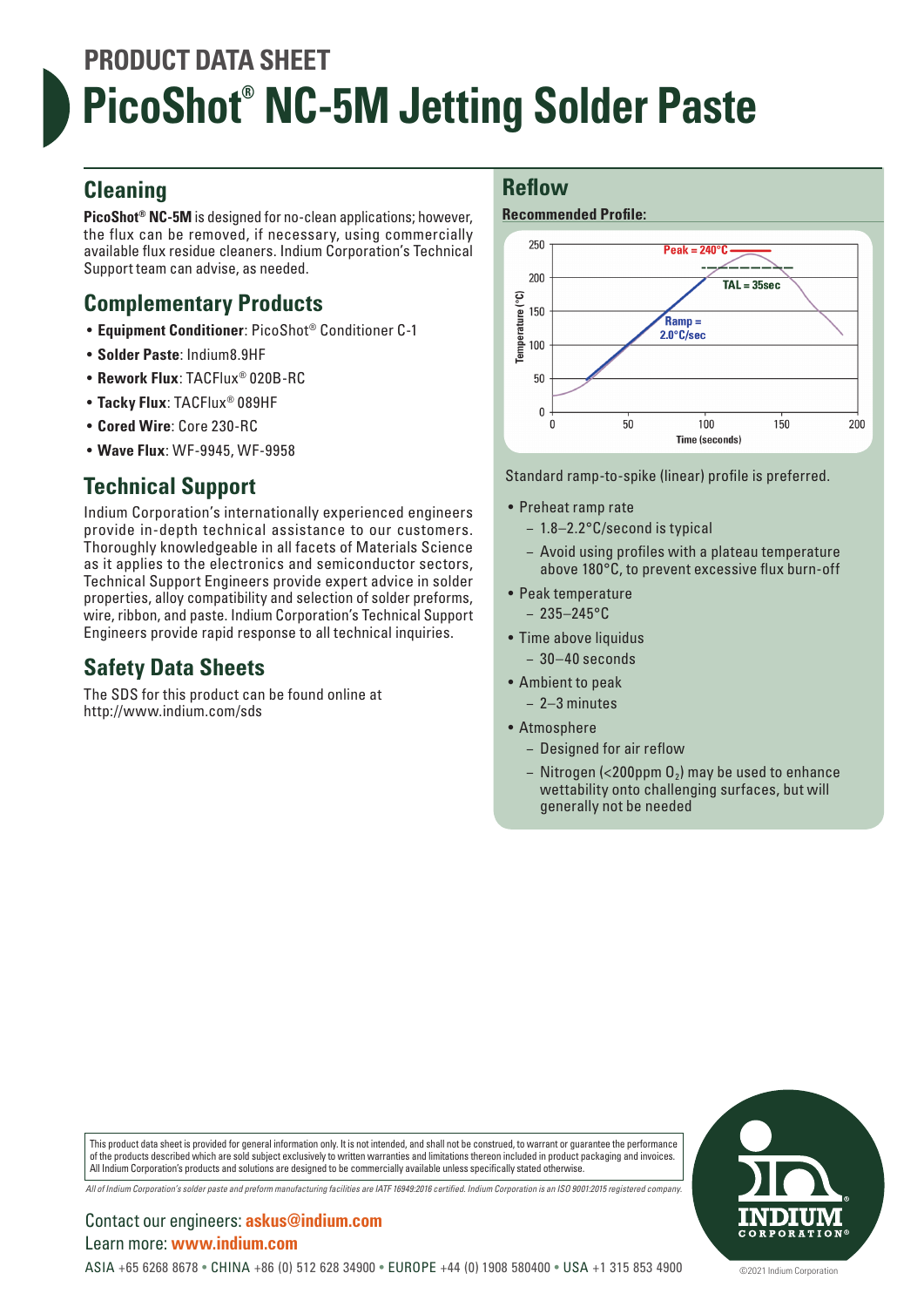# PRODUCT DATA SHEET

# PicoShot® NC-5M Jetting Solder Paste

## Cleaning

**PicoShot® NC-5M** is designed for no-clean applications; however, the flux can be removed, if necessary, using commercially available flux residue cleaners. Indium Corporation's Technical Support team can advise, as needed.

## Complementary Products

- **Equipment Conditioner**: PicoShot® Conditioner C-1
- **Solder Paste**: Indium8.9HF
- **Rework Flux**: TACFlux® 020B-RC
- **Tacky Flux**: TACFlux® 089HF
- **Cored Wire**: Core 230-RC
- **Wave Flux**: WF-9945, WF-9958

## Technical Support

Indium Corporation's internationally experienced engineers provide in-depth technical assistance to our customers. Thoroughly knowledgeable in all facets of Materials Science as it applies to the electronics and semiconductor sectors, Technical Support Engineers provide expert advice in solder properties, alloy compatibility and selection of solder preforms, wire, ribbon, and paste. Indium Corporation's Technical Support Engineers provide rapid response to all technical inquiries.

## Safety Data Sheets

The SDS for this product can be found online at http://www.indium.com/sds

## Reflow

**Recommended Profile:**

Peak = 240°C
TAL = 35sec
Ramp = 2.0°C/sec
Temperature (°C)
Time (seconds)
250
200
150
100
50
0
0
50
100
150
200

Standard ramp-to-spike (linear) profile is preferred.

- Preheat ramp rate
  - 1.8–2.2°C/second is typical
  - Avoid using profiles with a plateau temperature above 180°C, to prevent excessive flux burn-off
- Peak temperature
  - 235–245°C
- Time above liquidus
  - 30–40 seconds
- Ambient to peak
  - 2–3 minutes
- Atmosphere
  - Designed for air reflow
  - Nitrogen (<200ppm $O_2$) may be used to enhance wettability onto challenging surfaces, but will generally not be needed

This product data sheet is provided for general information only. It is not intended, and shall not be construed, to warrant or guarantee the performance of the products described which are sold subject exclusively to written warranties and limitations thereon included in product packaging and invoices. All Indium Corporation's products and solutions are designed to be commercially available unless specifically stated otherwise.

*All of Indium Corporation's solder paste and preform manufacturing facilities are IATF 16949:2016 certified. Indium Corporation is an ISO 9001:2015 registered company.*

Contact our engineers: **askus@indium.com**
Learn more: **www.indium.com**

ASIA +65 6268 8678 • CHINA +86 (0) 512 628 34900 • EUROPE +44 (0) 1908 580400 • USA +1 315 853 4900

INDIUM CORPORATION®

©2021 Indium Corporation